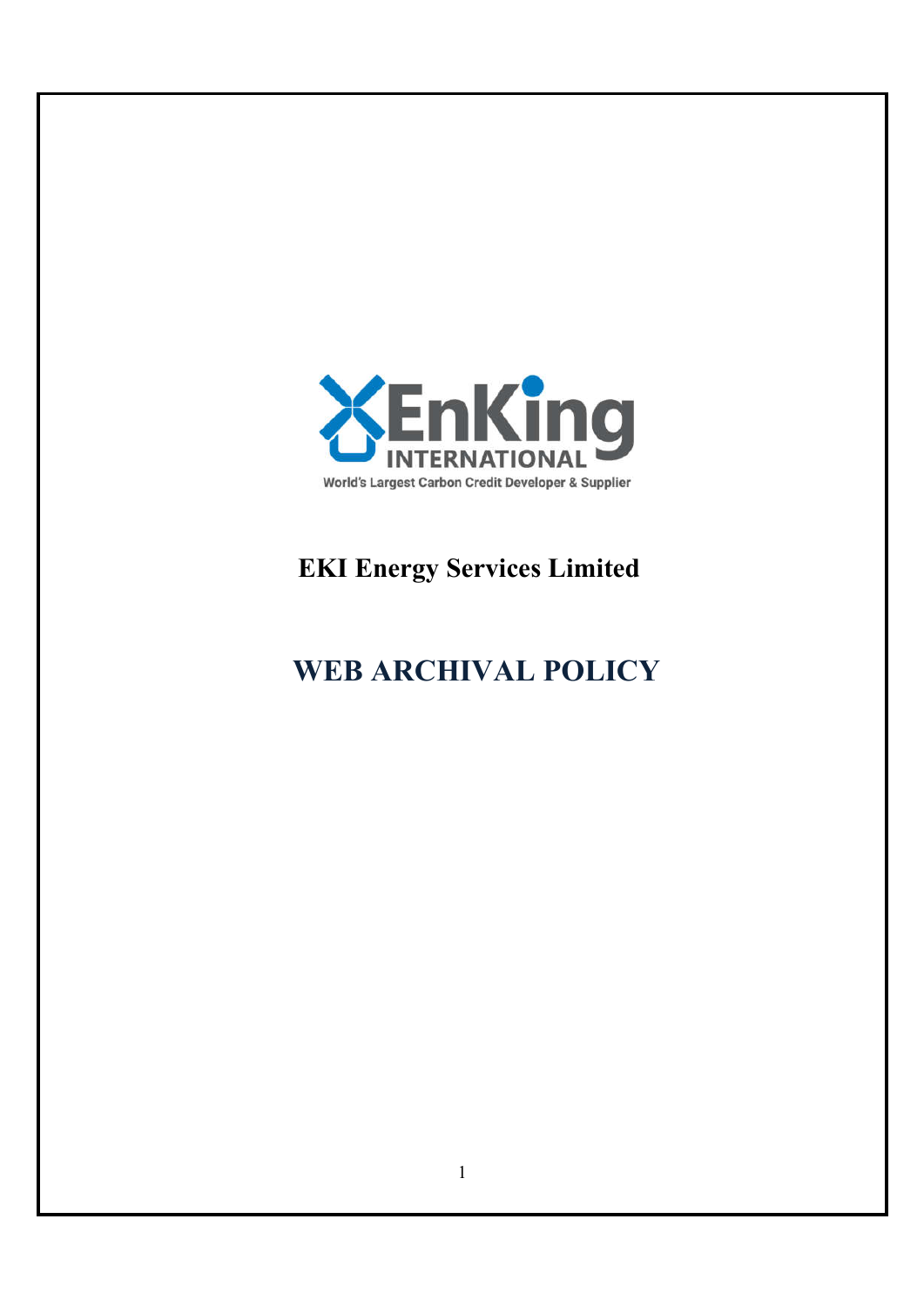EnKing INTERNATIONAL

World's Largest Carbon Credit Developer & Supplier

# EKI Energy Services Limited

# WEB ARCHIVAL POLICY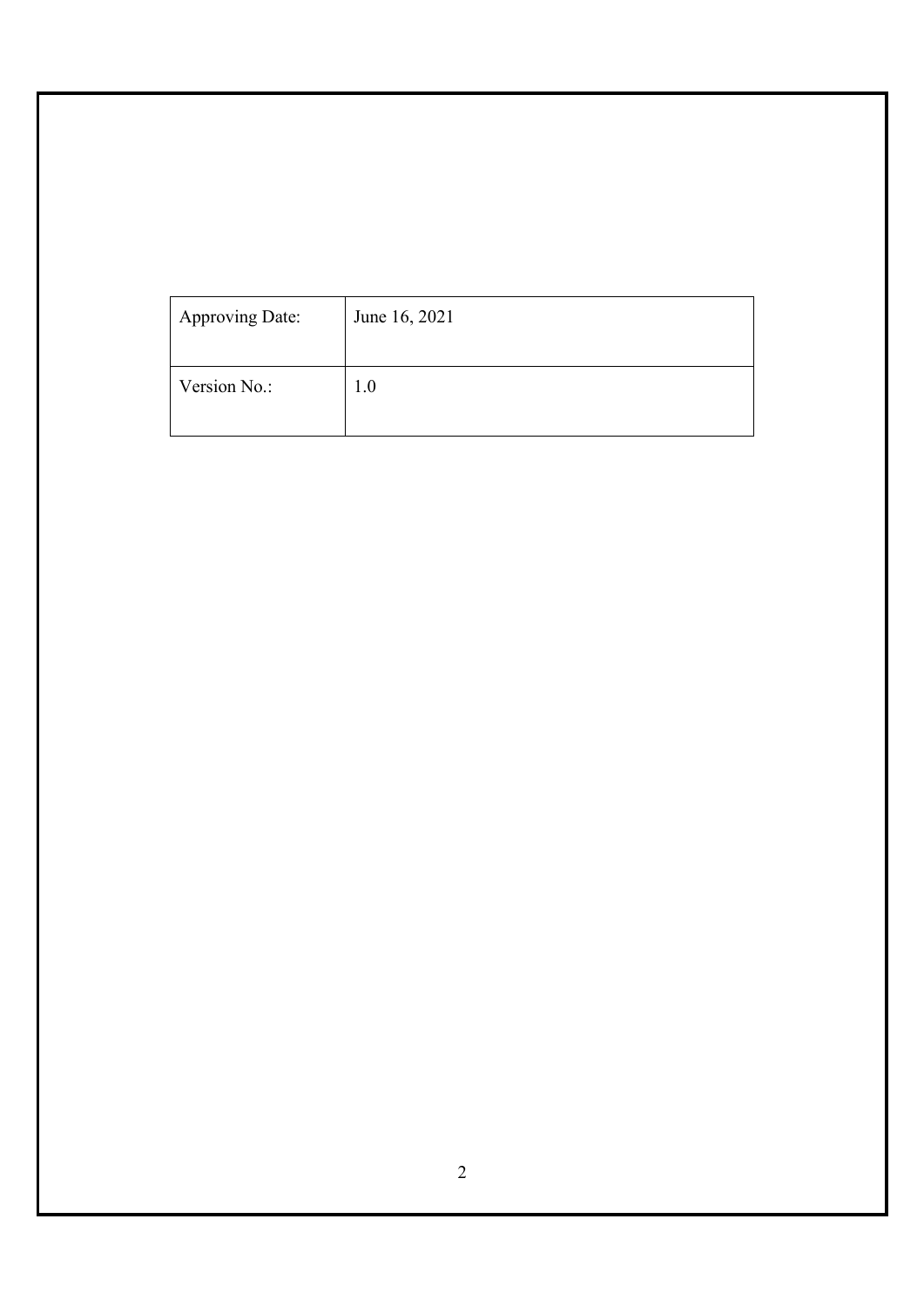| Approving Date: | June 16, 2021 |
| --- | --- |
| Version No.: | 1.0 |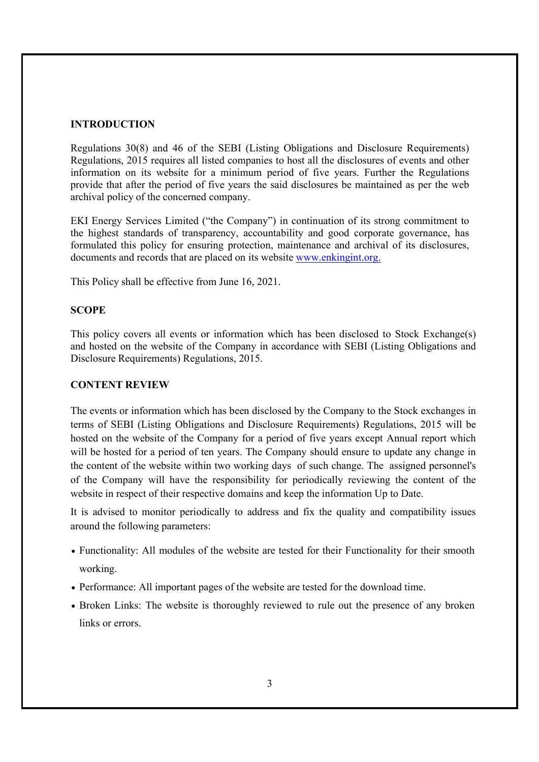## INTRODUCTION

Regulations 30(8) and 46 of the SEBI (Listing Obligations and Disclosure Requirements) Regulations, 2015 requires all listed companies to host all the disclosures of events and other information on its website for a minimum period of five years. Further the Regulations provide that after the period of five years the said disclosures be maintained as per the web archival policy of the concerned company.

EKI Energy Services Limited ("the Company") in continuation of its strong commitment to the highest standards of transparency, accountability and good corporate governance, has formulated this policy for ensuring protection, maintenance and archival of its disclosures, documents and records that are placed on its website [www.enkingint.org.](www.enkingint.org)

This Policy shall be effective from June 16, 2021.

## SCOPE

This policy covers all events or information which has been disclosed to Stock Exchange(s) and hosted on the website of the Company in accordance with SEBI (Listing Obligations and Disclosure Requirements) Regulations, 2015.

## CONTENT REVIEW

The events or information which has been disclosed by the Company to the Stock exchanges in terms of SEBI (Listing Obligations and Disclosure Requirements) Regulations, 2015 will be hosted on the website of the Company for a period of five years except Annual report which will be hosted for a period of ten years. The Company should ensure to update any change in the content of the website within two working days of such change. The assigned personnel's of the Company will have the responsibility for periodically reviewing the content of the website in respect of their respective domains and keep the information Up to Date.

It is advised to monitor periodically to address and fix the quality and compatibility issues around the following parameters:

- Functionality: All modules of the website are tested for their Functionality for their smooth working.
- Performance: All important pages of the website are tested for the download time.
- Broken Links: The website is thoroughly reviewed to rule out the presence of any broken links or errors.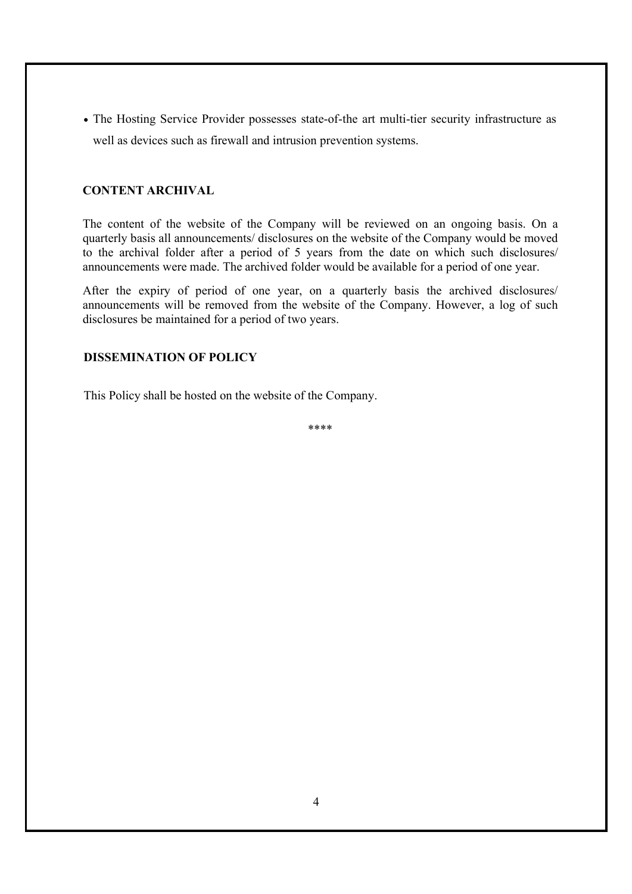- The Hosting Service Provider possesses state-of-the art multi-tier security infrastructure as well as devices such as firewall and intrusion prevention systems.

## CONTENT ARCHIVAL

The content of the website of the Company will be reviewed on an ongoing basis. On a quarterly basis all announcements/ disclosures on the website of the Company would be moved to the archival folder after a period of 5 years from the date on which such disclosures/ announcements were made. The archived folder would be available for a period of one year.

After the expiry of period of one year, on a quarterly basis the archived disclosures/ announcements will be removed from the website of the Company. However, a log of such disclosures be maintained for a period of two years.

## DISSEMINATION OF POLICY

This Policy shall be hosted on the website of the Company.

****